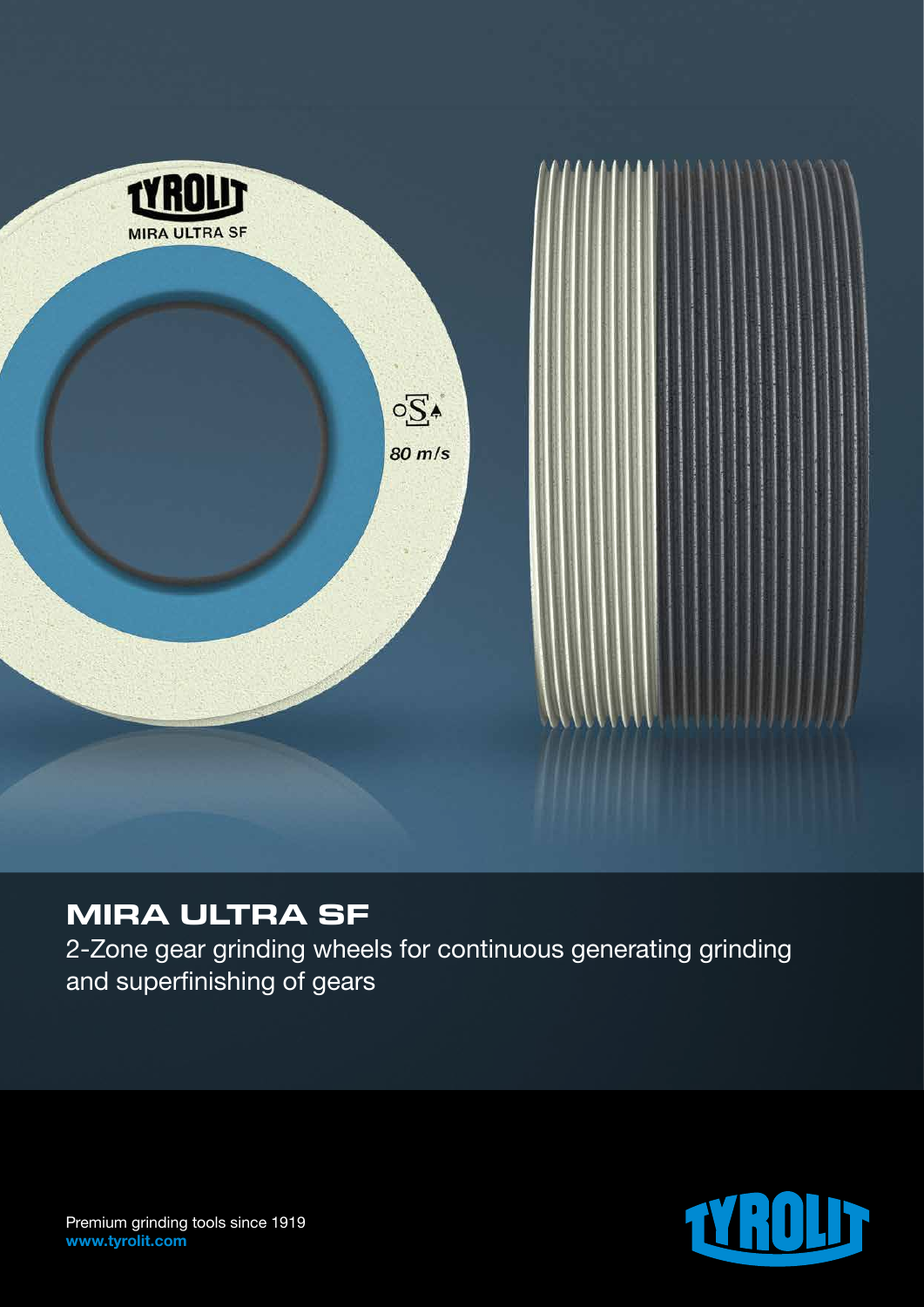# MIRA ULTRA SF

2-Zone gear grinding wheels for continuous generating grinding and superfinishing of gears

Premium grinding tools since 1919
**www.tyrolit.com**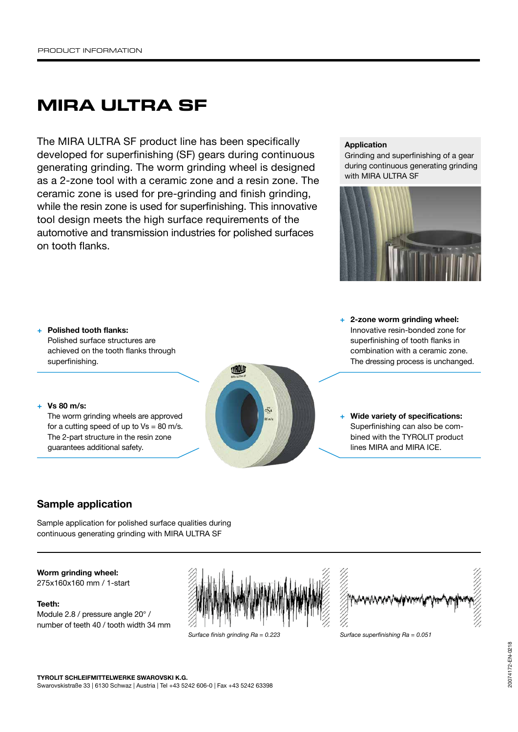# MIRA ULTRA SF

The MIRA ULTRA SF product line has been specifically developed for superfinishing (SF) gears during continuous generating grinding. The worm grinding wheel is designed as a 2-zone tool with a ceramic zone and a resin zone. The ceramic zone is used for pre-grinding and finish grinding, while the resin zone is used for superfinishing. This innovative tool design meets the high surface requirements of the automotive and transmission industries for polished surfaces on tooth flanks.

**Application**
Grinding and superfinishing of a gear during continuous generating grinding with MIRA ULTRA SF

- **Polished tooth flanks:**
  Polished surface structures are achieved on the tooth flanks through superfinishing.

- **Vs 80 m/s:**
  The worm grinding wheels are approved for a cutting speed of up to Vs = 80 m/s. The 2-part structure in the resin zone guarantees additional safety.

- **2-zone worm grinding wheel:**
  Innovative resin-bonded zone for superfinishing of tooth flanks in combination with a ceramic zone. The dressing process is unchanged.

- **Wide variety of specifications:**
  Superfinishing can also be combined with the TYROLIT product lines MIRA and MIRA ICE.

## Sample application

Sample application for polished surface qualities during continuous generating grinding with MIRA ULTRA SF

**Worm grinding wheel:**
275x160x160 mm / 1-start

**Teeth:**
Module 2.8 / pressure angle 20° / number of teeth 40 / tooth width 34 mm

*Surface finish grinding Ra = 0.223*

*Surface superfinishing Ra = 0.051*

**TYROLIT SCHLEIFMITTELWERKE SWAROVSKI K.G.**
Swarovskistraße 33 | 6130 Schwaz | Austria | Tel +43 5242 606-0 | Fax +43 5242 63398

20074172-EN-0218